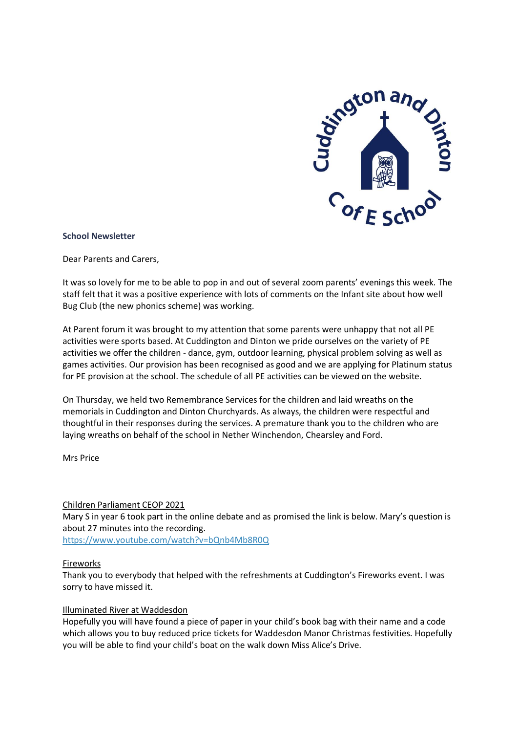**School Newsletter**

Dear Parents and Carers,

It was so lovely for me to be able to pop in and out of several zoom parents' evenings this week. The staff felt that it was a positive experience with lots of comments on the Infant site about how well Bug Club (the new phonics scheme) was working.

At Parent forum it was brought to my attention that some parents were unhappy that not all PE activities were sports based. At Cuddington and Dinton we pride ourselves on the variety of PE activities we offer the children - dance, gym, outdoor learning, physical problem solving as well as games activities. Our provision has been recognised as good and we are applying for Platinum status for PE provision at the school. The schedule of all PE activities can be viewed on the website.

On Thursday, we held two Remembrance Services for the children and laid wreaths on the memorials in Cuddington and Dinton Churchyards. As always, the children were respectful and thoughtful in their responses during the services. A premature thank you to the children who are laying wreaths on behalf of the school in Nether Winchendon, Chearsley and Ford.

Mrs Price

Children Parliament CEOP 2021

Mary S in year 6 took part in the online debate and as promised the link is below. Mary's question is about 27 minutes into the recording.
https://www.youtube.com/watch?v=bQnb4Mb8R0Q

Fireworks

Thank you to everybody that helped with the refreshments at Cuddington's Fireworks event. I was sorry to have missed it.

Illuminated River at Waddesdon

Hopefully you will have found a piece of paper in your child's book bag with their name and a code which allows you to buy reduced price tickets for Waddesdon Manor Christmas festivities. Hopefully you will be able to find your child's boat on the walk down Miss Alice's Drive.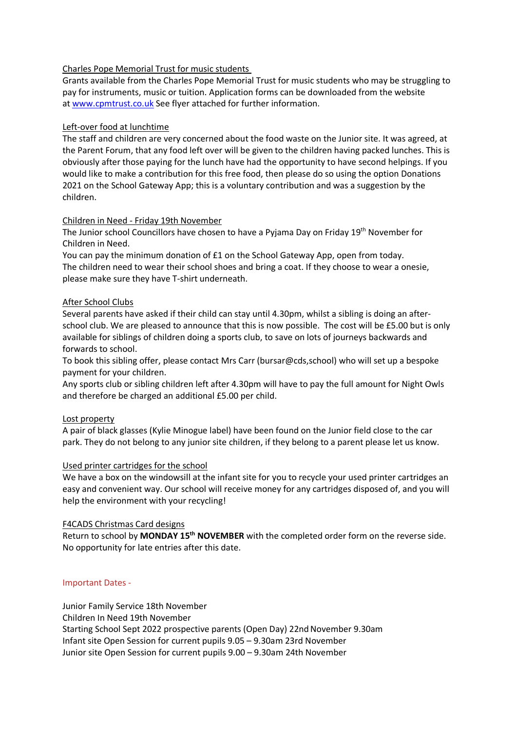Charles Pope Memorial Trust for music students

Grants available from the Charles Pope Memorial Trust for music students who may be struggling to pay for instruments, music or tuition. Application forms can be downloaded from the website at www.cpmtrust.co.uk See flyer attached for further information.

Left-over food at lunchtime

The staff and children are very concerned about the food waste on the Junior site. It was agreed, at the Parent Forum, that any food left over will be given to the children having packed lunches. This is obviously after those paying for the lunch have had the opportunity to have second helpings. If you would like to make a contribution for this free food, then please do so using the option Donations 2021 on the School Gateway App; this is a voluntary contribution and was a suggestion by the children.

Children in Need - Friday 19th November

The Junior school Councillors have chosen to have a Pyjama Day on Friday 19th November for Children in Need.

You can pay the minimum donation of £1 on the School Gateway App, open from today.

The children need to wear their school shoes and bring a coat. If they choose to wear a onesie, please make sure they have T-shirt underneath.

After School Clubs

Several parents have asked if their child can stay until 4.30pm, whilst a sibling is doing an after-school club. We are pleased to announce that this is now possible. The cost will be £5.00 but is only available for siblings of children doing a sports club, to save on lots of journeys backwards and forwards to school.

To book this sibling offer, please contact Mrs Carr (bursar@cds,school) who will set up a bespoke payment for your children.

Any sports club or sibling children left after 4.30pm will have to pay the full amount for Night Owls and therefore be charged an additional £5.00 per child.

Lost property

A pair of black glasses (Kylie Minogue label) have been found on the Junior field close to the car park. They do not belong to any junior site children, if they belong to a parent please let us know.

Used printer cartridges for the school

We have a box on the windowsill at the infant site for you to recycle your used printer cartridges an easy and convenient way. Our school will receive money for any cartridges disposed of, and you will help the environment with your recycling!

F4CADS Christmas Card designs

Return to school by **MONDAY 15th NOVEMBER** with the completed order form on the reverse side. No opportunity for late entries after this date.

Important Dates -

Junior Family Service 18th November
Children In Need 19th November
Starting School Sept 2022 prospective parents (Open Day) 22nd November 9.30am
Infant site Open Session for current pupils 9.05 – 9.30am 23rd November
Junior site Open Session for current pupils 9.00 – 9.30am 24th November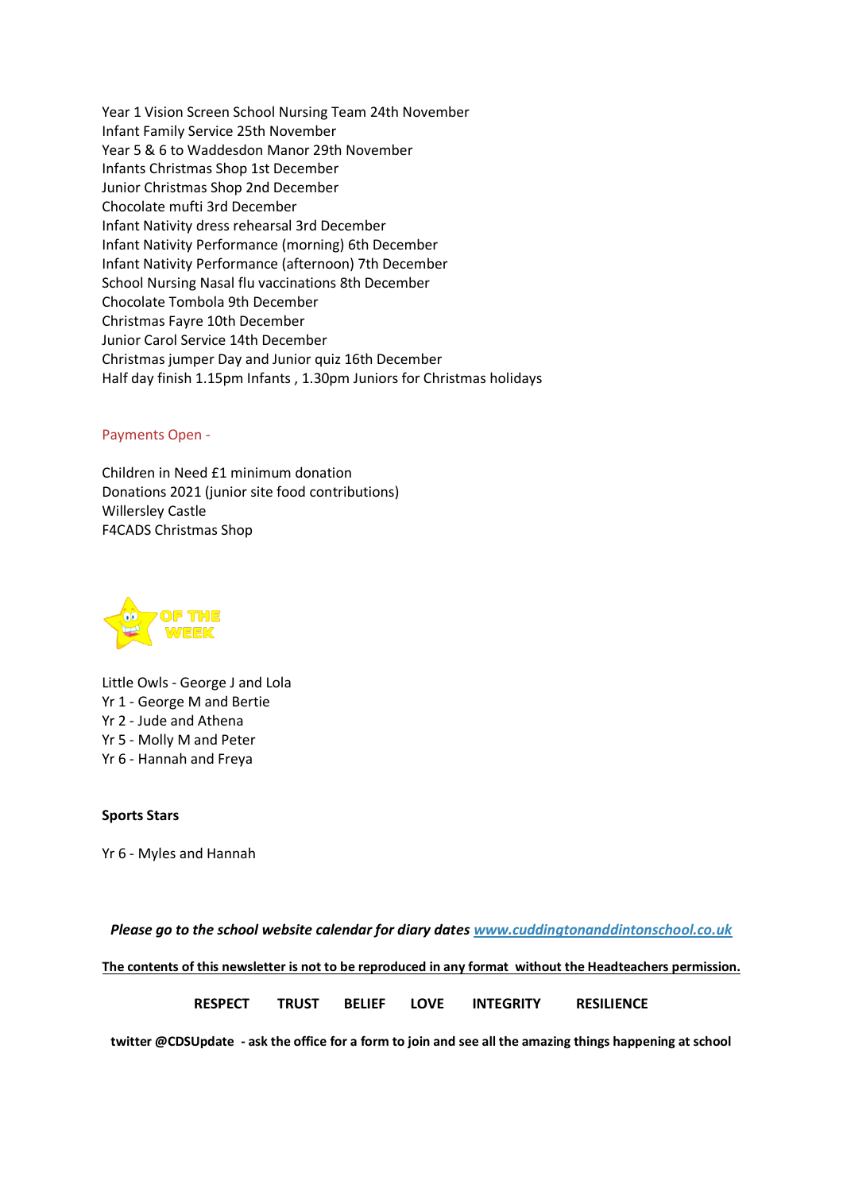Year 1 Vision Screen School Nursing Team 24th November
Infant Family Service 25th November
Year 5 & 6 to Waddesdon Manor 29th November
Infants Christmas Shop 1st December
Junior Christmas Shop 2nd December
Chocolate mufti 3rd December
Infant Nativity dress rehearsal 3rd December
Infant Nativity Performance (morning) 6th December
Infant Nativity Performance (afternoon) 7th December
School Nursing Nasal flu vaccinations 8th December
Chocolate Tombola 9th December
Christmas Fayre 10th December
Junior Carol Service 14th December
Christmas jumper Day and Junior quiz 16th December
Half day finish 1.15pm Infants , 1.30pm Juniors for Christmas holidays

Payments Open -

Children in Need £1 minimum donation
Donations 2021 (junior site food contributions)
Willersley Castle
F4CADS Christmas Shop

OF THE WEEK

Little Owls - George J and Lola
Yr 1 - George M and Bertie
Yr 2 - Jude and Athena
Yr 5 - Molly M and Peter
Yr 6 - Hannah and Freya

**Sports Stars**

Yr 6 - Myles and Hannah

***Please go to the school website calendar for diary dates www.cuddingtonanddintonschool.co.uk***

**The contents of this newsletter is not to be reproduced in any format without the Headteachers permission.**

**RESPECT TRUST BELIEF LOVE INTEGRITY RESILIENCE**

**twitter @CDSUpdate - ask the office for a form to join and see all the amazing things happening at school**